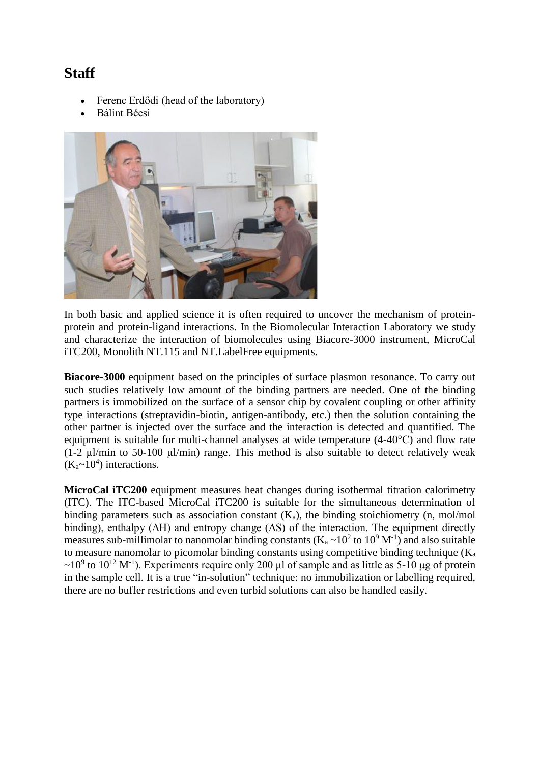## Staff

- Ferenc Erdődi (head of the laboratory)
- Bálint Bécsi

In both basic and applied science it is often required to uncover the mechanism of protein-protein and protein-ligand interactions. In the Biomolecular Interaction Laboratory we study and characterize the interaction of biomolecules using Biacore-3000 instrument, MicroCal iTC200, Monolith NT.115 and NT.LabelFree equipments.

**Biacore-3000** equipment based on the principles of surface plasmon resonance. To carry out such studies relatively low amount of the binding partners are needed. One of the binding partners is immobilized on the surface of a sensor chip by covalent coupling or other affinity type interactions (streptavidin-biotin, antigen-antibody, etc.) then the solution containing the other partner is injected over the surface and the interaction is detected and quantified. The equipment is suitable for multi-channel analyses at wide temperature (4-40°C) and flow rate (1-2 μl/min to 50-100 μl/min) range. This method is also suitable to detect relatively weak ($K_a$~$10^4$) interactions.

**MicroCal iTC200** equipment measures heat changes during isothermal titration calorimetry (ITC). The ITC-based MicroCal iTC200 is suitable for the simultaneous determination of binding parameters such as association constant ($K_a$), the binding stoichiometry (n, mol/mol binding), enthalpy ($\Delta H$) and entropy change ($\Delta S$) of the interaction. The equipment directly measures sub-millimolar to nanomolar binding constants ($K_a$ ~$10^2$ to $10^9$ $M^{-1}$) and also suitable to measure nanomolar to picomolar binding constants using competitive binding technique ($K_a$ ~$10^9$ to $10^{12}$ $M^{-1}$). Experiments require only 200 μl of sample and as little as 5-10 μg of protein in the sample cell. It is a true "in-solution" technique: no immobilization or labelling required, there are no buffer restrictions and even turbid solutions can also be handled easily.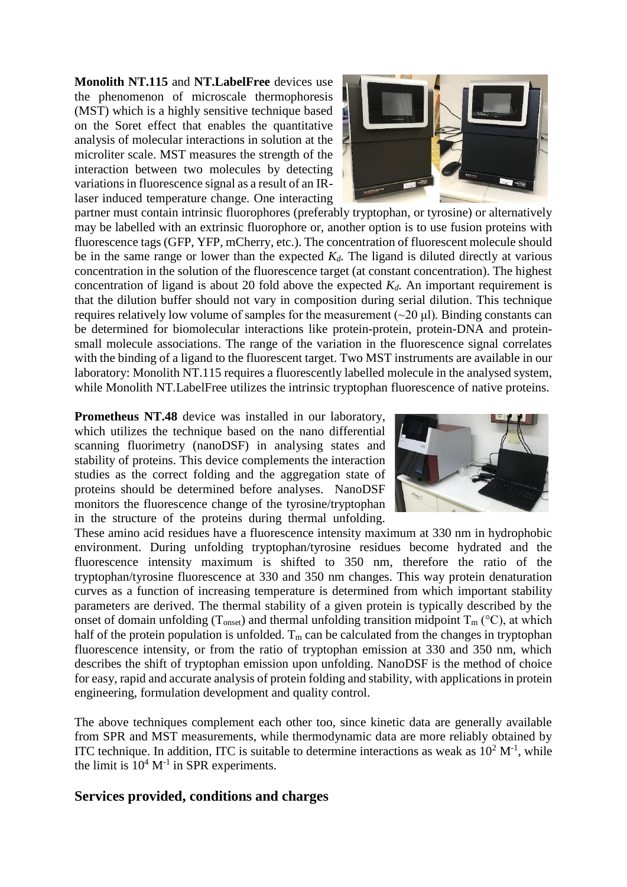**Monolith NT.115** and **NT.LabelFree** devices use the phenomenon of microscale thermophoresis (MST) which is a highly sensitive technique based on the Soret effect that enables the quantitative analysis of molecular interactions in solution at the microliter scale. MST measures the strength of the interaction between two molecules by detecting variations in fluorescence signal as a result of an IR-laser induced temperature change. One interacting partner must contain intrinsic fluorophores (preferably tryptophan, or tyrosine) or alternatively may be labelled with an extrinsic fluorophore or, another option is to use fusion proteins with fluorescence tags (GFP, YFP, mCherry, etc.). The concentration of fluorescent molecule should be in the same range or lower than the expected $K_d$. The ligand is diluted directly at various concentration in the solution of the fluorescence target (at constant concentration). The highest concentration of ligand is about 20 fold above the expected $K_d$. An important requirement is that the dilution buffer should not vary in composition during serial dilution. This technique requires relatively low volume of samples for the measurement (~20 μl). Binding constants can be determined for biomolecular interactions like protein-protein, protein-DNA and protein-small molecule associations. The range of the variation in the fluorescence signal correlates with the binding of a ligand to the fluorescent target. Two MST instruments are available in our laboratory: Monolith NT.115 requires a fluorescently labelled molecule in the analysed system, while Monolith NT.LabelFree utilizes the intrinsic tryptophan fluorescence of native proteins.

**Prometheus NT.48** device was installed in our laboratory, which utilizes the technique based on the nano differential scanning fluorimetry (nanoDSF) in analysing states and stability of proteins. This device complements the interaction studies as the correct folding and the aggregation state of proteins should be determined before analyses. NanoDSF monitors the fluorescence change of the tyrosine/tryptophan in the structure of the proteins during thermal unfolding. These amino acid residues have a fluorescence intensity maximum at 330 nm in hydrophobic environment. During unfolding tryptophan/tyrosine residues become hydrated and the fluorescence intensity maximum is shifted to 350 nm, therefore the ratio of the tryptophan/tyrosine fluorescence at 330 and 350 nm changes. This way protein denaturation curves as a function of increasing temperature is determined from which important stability parameters are derived. The thermal stability of a given protein is typically described by the onset of domain unfolding ($T_{onset}$) and thermal unfolding transition midpoint $T_m$ (°C), at which half of the protein population is unfolded. $T_m$ can be calculated from the changes in tryptophan fluorescence intensity, or from the ratio of tryptophan emission at 330 and 350 nm, which describes the shift of tryptophan emission upon unfolding. NanoDSF is the method of choice for easy, rapid and accurate analysis of protein folding and stability, with applications in protein engineering, formulation development and quality control.

The above techniques complement each other too, since kinetic data are generally available from SPR and MST measurements, while thermodynamic data are more reliably obtained by ITC technique. In addition, ITC is suitable to determine interactions as weak as $10^2$ $M^{-1}$, while the limit is $10^4$ $M^{-1}$ in SPR experiments.

## Services provided, conditions and charges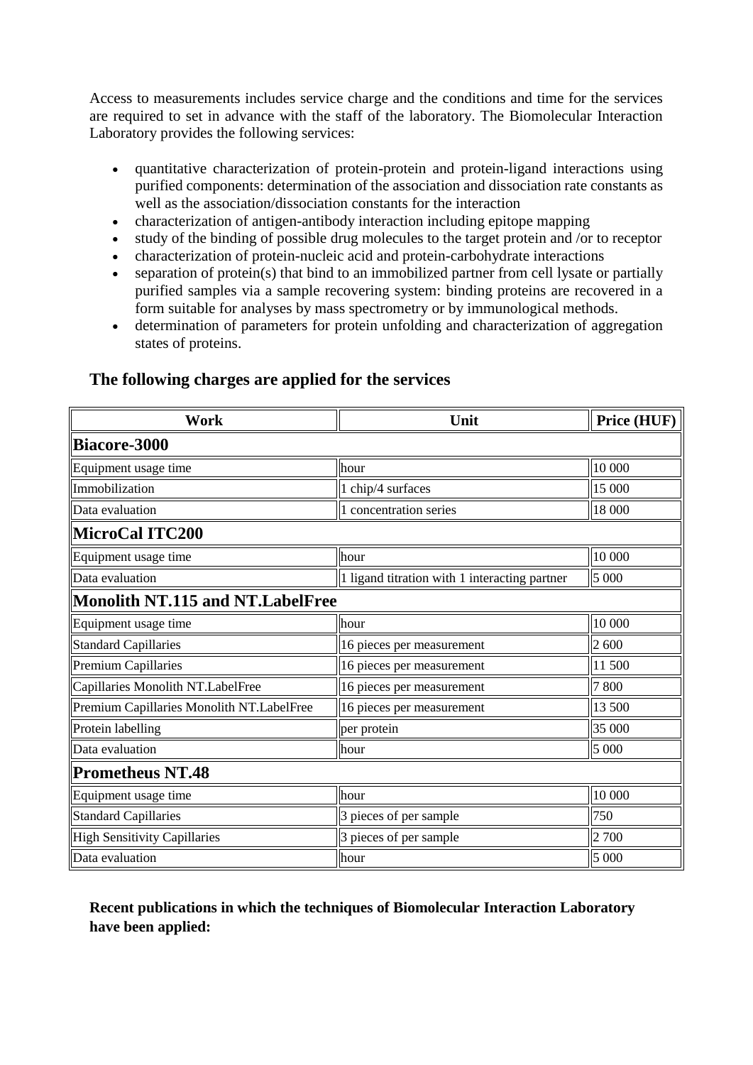Access to measurements includes service charge and the conditions and time for the services are required to set in advance with the staff of the laboratory. The Biomolecular Interaction Laboratory provides the following services:

- quantitative characterization of protein-protein and protein-ligand interactions using purified components: determination of the association and dissociation rate constants as well as the association/dissociation constants for the interaction
- characterization of antigen-antibody interaction including epitope mapping
- study of the binding of possible drug molecules to the target protein and /or to receptor
- characterization of protein-nucleic acid and protein-carbohydrate interactions
- separation of protein(s) that bind to an immobilized partner from cell lysate or partially purified samples via a sample recovering system: binding proteins are recovered in a form suitable for analyses by mass spectrometry or by immunological methods.
- determination of parameters for protein unfolding and characterization of aggregation states of proteins.

## The following charges are applied for the services

| Work | Unit | Price (HUF) |
|---|---|---|
| **Biacore-3000** | | |
| Equipment usage time | hour | 10 000 |
| Immobilization | 1 chip/4 surfaces | 15 000 |
| Data evaluation | 1 concentration series | 18 000 |
| **MicroCal ITC200** | | |
| Equipment usage time | hour | 10 000 |
| Data evaluation | 1 ligand titration with 1 interacting partner | 5 000 |
| **Monolith NT.115 and NT.LabelFree** | | |
| Equipment usage time | hour | 10 000 |
| Standard Capillaries | 16 pieces per measurement | 2 600 |
| Premium Capillaries | 16 pieces per measurement | 11 500 |
| Capillaries Monolith NT.LabelFree | 16 pieces per measurement | 7 800 |
| Premium Capillaries Monolith NT.LabelFree | 16 pieces per measurement | 13 500 |
| Protein labelling | per protein | 35 000 |
| Data evaluation | hour | 5 000 |
| **Prometheus NT.48** | | |
| Equipment usage time | hour | 10 000 |
| Standard Capillaries | 3 pieces of per sample | 750 |
| High Sensitivity Capillaries | 3 pieces of per sample | 2 700 |
| Data evaluation | hour | 5 000 |

**Recent publications in which the techniques of Biomolecular Interaction Laboratory have been applied:**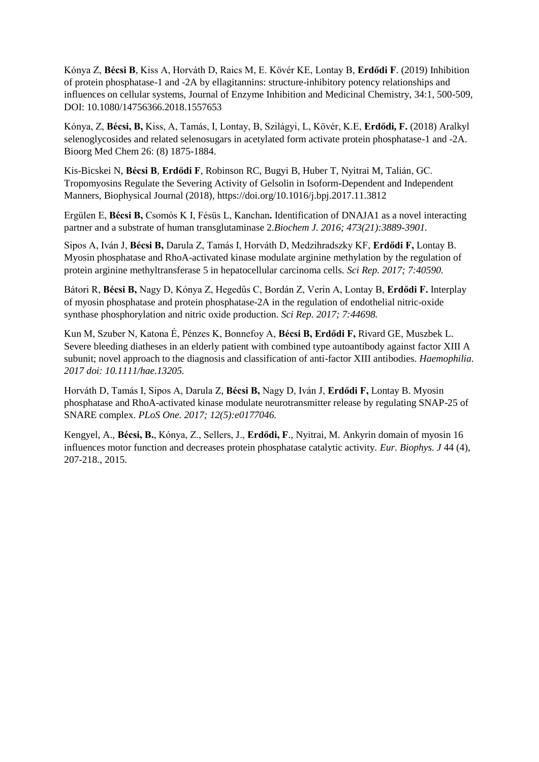Kónya Z, **Bécsi B**, Kiss A, Horváth D, Raics M, E. Kövér KE, Lontay B, **Erdődi F**. (2019) Inhibition of protein phosphatase-1 and -2A by ellagitannins: structure-inhibitory potency relationships and influences on cellular systems, Journal of Enzyme Inhibition and Medicinal Chemistry, 34:1, 500-509, DOI: 10.1080/14756366.2018.1557653

Kónya, Z, **Bécsi, B,** Kiss, A, Tamás, I, Lontay, B, Szilágyi, L, Kövér, K.E, **Erdődi, F.** (2018) Aralkyl selenoglycosides and related selenosugars in acetylated form activate protein phosphatase-1 and -2A. Bioorg Med Chem 26: (8) 1875-1884.

Kis-Bicskei N, **Bécsi B**, **Erdődi F**, Robinson RC, Bugyi B, Huber T, Nyitrai M, Talián, GC. Tropomyosins Regulate the Severing Activity of Gelsolin in Isoform-Dependent and Independent Manners, Biophysical Journal (2018), https://doi.org/10.1016/j.bpj.2017.11.3812

Ergülen E, **Bécsi B,** Csomós K I, Fésüs L, Kanchan**.** Identification of DNAJA1 as a novel interacting partner and a substrate of human transglutaminase 2.*Biochem J. 2016; 473(21):3889-3901.*

Sipos A, Iván J, **Bécsi B,** Darula Z, Tamás I, Horváth D, Medzihradszky KF, **Erdődi F,** Lontay B. Myosin phosphatase and RhoA-activated kinase modulate arginine methylation by the regulation of protein arginine methyltransferase 5 in hepatocellular carcinoma cells. *Sci Rep. 2017; 7:40590.*

Bátori R, **Bécsi B,** Nagy D, Kónya Z, Hegedűs C, Bordán Z, Verin A, Lontay B, **Erdődi F.** Interplay of myosin phosphatase and protein phosphatase-2A in the regulation of endothelial nitric-oxide synthase phosphorylation and nitric oxide production. *Sci Rep. 2017; 7:44698.*

Kun M, Szuber N, Katona É, Pénzes K, Bonnefoy A, **Bécsi B, Erdődi F,** Rivard GE, Muszbek L. Severe bleeding diatheses in an elderly patient with combined type autoantibody against factor XIII A subunit; novel approach to the diagnosis and classification of anti-factor XIII antibodies. *Haemophilia. 2017 doi: 10.1111/hae.13205.*

Horváth D, Tamás I, Sipos A, Darula Z, **Bécsi B,** Nagy D, Iván J, **Erdődi F,** Lontay B. Myosin phosphatase and RhoA-activated kinase modulate neurotransmitter release by regulating SNAP-25 of SNARE complex. *PLoS One. 2017; 12(5):e0177046.*

Kengyel, A., **Bécsi, B.**, Kónya, Z., Sellers, J., **Erdődi, F**., Nyitrai, M. Ankyrin domain of myosin 16 influences motor function and decreases protein phosphatase catalytic activity. *Eur. Biophys. J* 44 (4), 207-218., 2015.